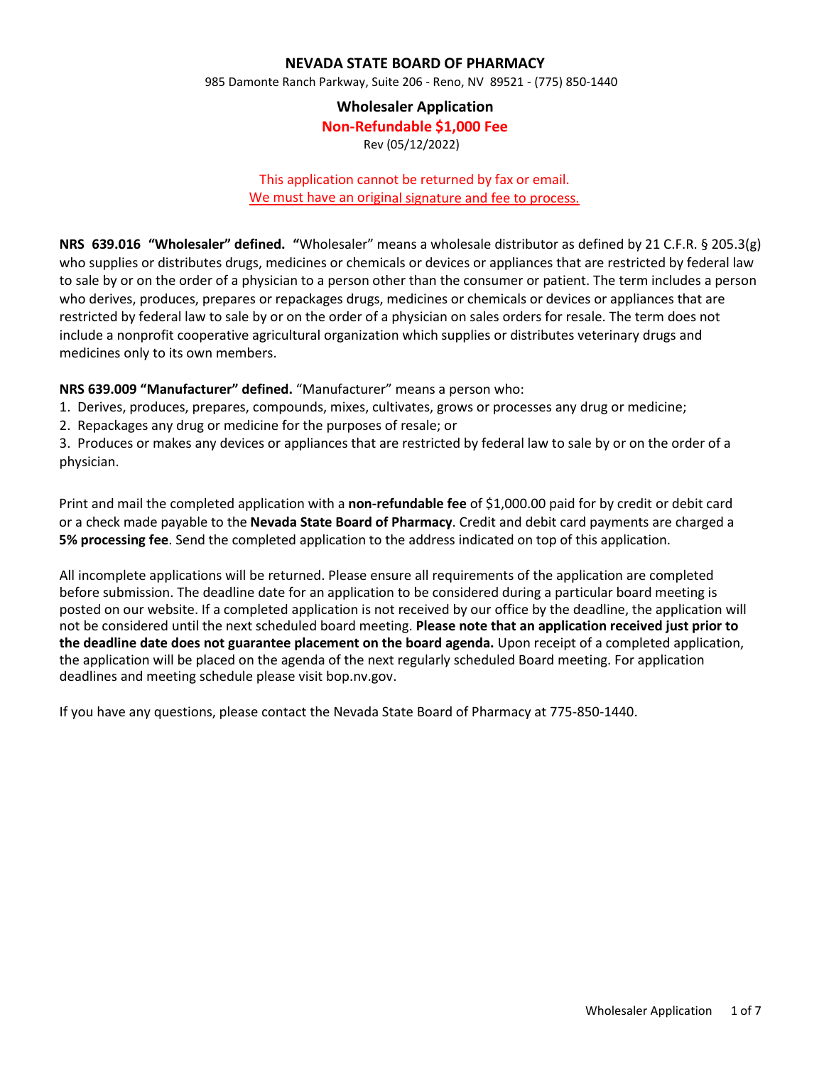# NEVADA STATE BOARD OF PHARMACY

985 Damonte Ranch Parkway, Suite 206 - Reno, NV 89521 - (775) 850-1440

## Wholesaler Application

**Non-Refundable $1,000 Fee**

Rev (05/12/2022)

This application cannot be returned by fax or email.
We must have an original signature and fee to process.

**NRS 639.016 "Wholesaler" defined. "**Wholesaler" means a wholesale distributor as defined by 21 C.F.R. § 205.3(g) who supplies or distributes drugs, medicines or chemicals or devices or appliances that are restricted by federal law to sale by or on the order of a physician to a person other than the consumer or patient. The term includes a person who derives, produces, prepares or repackages drugs, medicines or chemicals or devices or appliances that are restricted by federal law to sale by or on the order of a physician on sales orders for resale. The term does not include a nonprofit cooperative agricultural organization which supplies or distributes veterinary drugs and medicines only to its own members.

**NRS 639.009 "Manufacturer" defined.** "Manufacturer" means a person who:

1. Derives, produces, prepares, compounds, mixes, cultivates, grows or processes any drug or medicine;
2. Repackages any drug or medicine for the purposes of resale; or
3. Produces or makes any devices or appliances that are restricted by federal law to sale by or on the order of a physician.

Print and mail the completed application with a **non-refundable fee** of $1,000.00 paid for by credit or debit card or a check made payable to the **Nevada State Board of Pharmacy**. Credit and debit card payments are charged a **5% processing fee**. Send the completed application to the address indicated on top of this application.

All incomplete applications will be returned. Please ensure all requirements of the application are completed before submission. The deadline date for an application to be considered during a particular board meeting is posted on our website. If a completed application is not received by our office by the deadline, the application will not be considered until the next scheduled board meeting. **Please note that an application received just prior to the deadline date does not guarantee placement on the board agenda.** Upon receipt of a completed application, the application will be placed on the agenda of the next regularly scheduled Board meeting. For application deadlines and meeting schedule please visit bop.nv.gov.

If you have any questions, please contact the Nevada State Board of Pharmacy at 775-850-1440.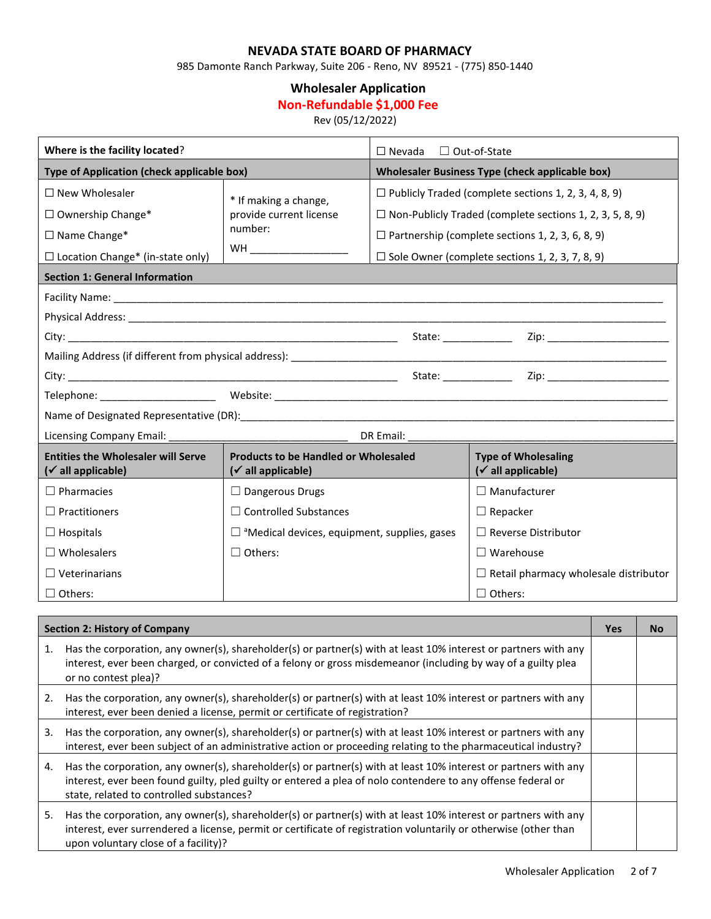# NEVADA STATE BOARD OF PHARMACY

985 Damonte Ranch Parkway, Suite 206 - Reno, NV 89521 - (775) 850-1440

## Wholesaler Application

**Non-Refundable $1,000 Fee**

Rev (05/12/2022)

| **Where is the facility located?** | | ☐ Nevada ☐ Out-of-State |
|---|---|---|
| **Type of Application (check applicable box)** | | **Wholesaler Business Type (check applicable box)** |
| ☐ New Wholesaler | * If making a change, provide current license number: WH _______________ | ☐ Publicly Traded (complete sections 1, 2, 3, 4, 8, 9) |
| ☐ Ownership Change* | | ☐ Non-Publicly Traded (complete sections 1, 2, 3, 5, 8, 9) |
| ☐ Name Change* | | ☐ Partnership (complete sections 1, 2, 3, 6, 8, 9) |
| ☐ Location Change* (in-state only) | | ☐ Sole Owner (complete sections 1, 2, 3, 7, 8, 9) |

### Section 1: General Information

Facility Name: ________________________________________________

Physical Address: ________________________________________________

City: ______________________________ State: ____________ Zip: ____________________

Mailing Address (if different from physical address): ________________________________

City: ______________________________ State: ____________ Zip: ____________________

Telephone: ____________________ Website: ________________________________

Name of Designated Representative (DR):________________________________

Licensing Company Email: ______________________________ DR Email: ______________________________

| **Entities the Wholesaler will Serve (✓ all applicable)** | **Products to be Handled or Wholesaled (✓ all applicable)** | **Type of Wholesaling (✓ all applicable)** |
|---|---|---|
| ☐ Pharmacies | ☐ Dangerous Drugs | ☐ Manufacturer |
| ☐ Practitioners | ☐ Controlled Substances | ☐ Repacker |
| ☐ Hospitals | ☐ [a]Medical devices, equipment, supplies, gases | ☐ Reverse Distributor |
| ☐ Wholesalers | ☐ Others: | ☐ Warehouse |
| ☐ Veterinarians | | ☐ Retail pharmacy wholesale distributor |
| ☐ Others: | | ☐ Others: |

| **Section 2: History of Company** | **Yes** | **No** |
|---|---|---|
| 1. Has the corporation, any owner(s), shareholder(s) or partner(s) with at least 10% interest or partners with any interest, ever been charged, or convicted of a felony or gross misdemeanor (including by way of a guilty plea or no contest plea)? | | |
| 2. Has the corporation, any owner(s), shareholder(s) or partner(s) with at least 10% interest or partners with any interest, ever been denied a license, permit or certificate of registration? | | |
| 3. Has the corporation, any owner(s), shareholder(s) or partner(s) with at least 10% interest or partners with any interest, ever been subject of an administrative action or proceeding relating to the pharmaceutical industry? | | |
| 4. Has the corporation, any owner(s), shareholder(s) or partner(s) with at least 10% interest or partners with any interest, ever been found guilty, pled guilty or entered a plea of nolo contendere to any offense federal or state, related to controlled substances? | | |
| 5. Has the corporation, any owner(s), shareholder(s) or partner(s) with at least 10% interest or partners with any interest, ever surrendered a license, permit or certificate of registration voluntarily or otherwise (other than upon voluntary close of a facility)? | | |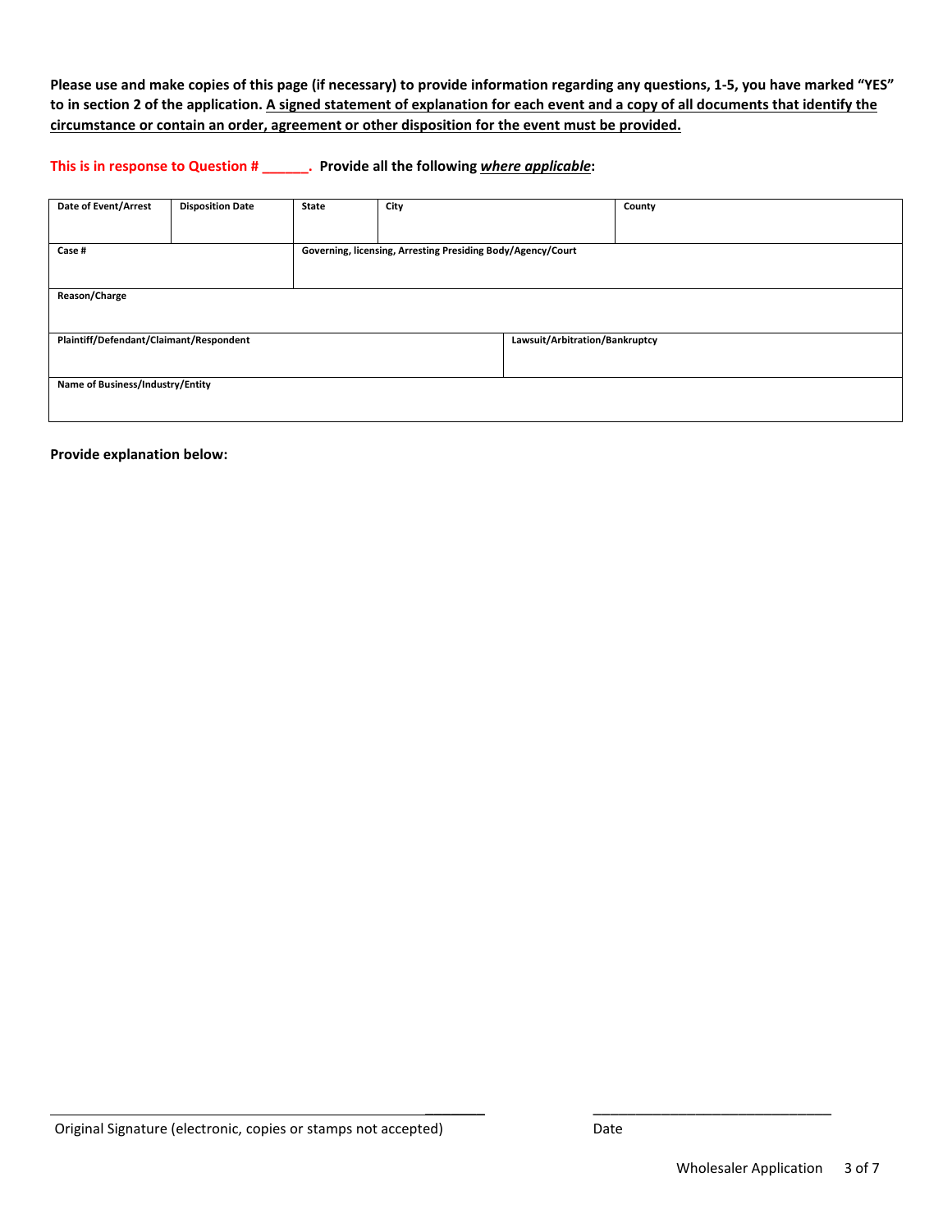**Please use and make copies of this page (if necessary) to provide information regarding any questions, 1-5, you have marked "YES" to in section 2 of the application. <u>A signed statement of explanation for each event and a copy of all documents that identify the circumstance or contain an order, agreement or other disposition for the event must be provided.</u>**

**This is in response to Question # ______. Provide all the following *where applicable*:**

| Date of Event/Arrest | Disposition Date | State | City | County |
|---|---|---|---|---|
| | | | | |

| Case # | Governing, licensing, Arresting Presiding Body/Agency/Court |
|---|---|
| | |

| Reason/Charge |
|---|
| |

| Plaintiff/Defendant/Claimant/Respondent | Lawsuit/Arbitration/Bankruptcy |
|---|---|
| | |

| Name of Business/Industry/Entity |
|---|
| |

**Provide explanation below:**

_________________________________________________________ ______________________________

Original Signature (electronic, copies or stamps not accepted) Date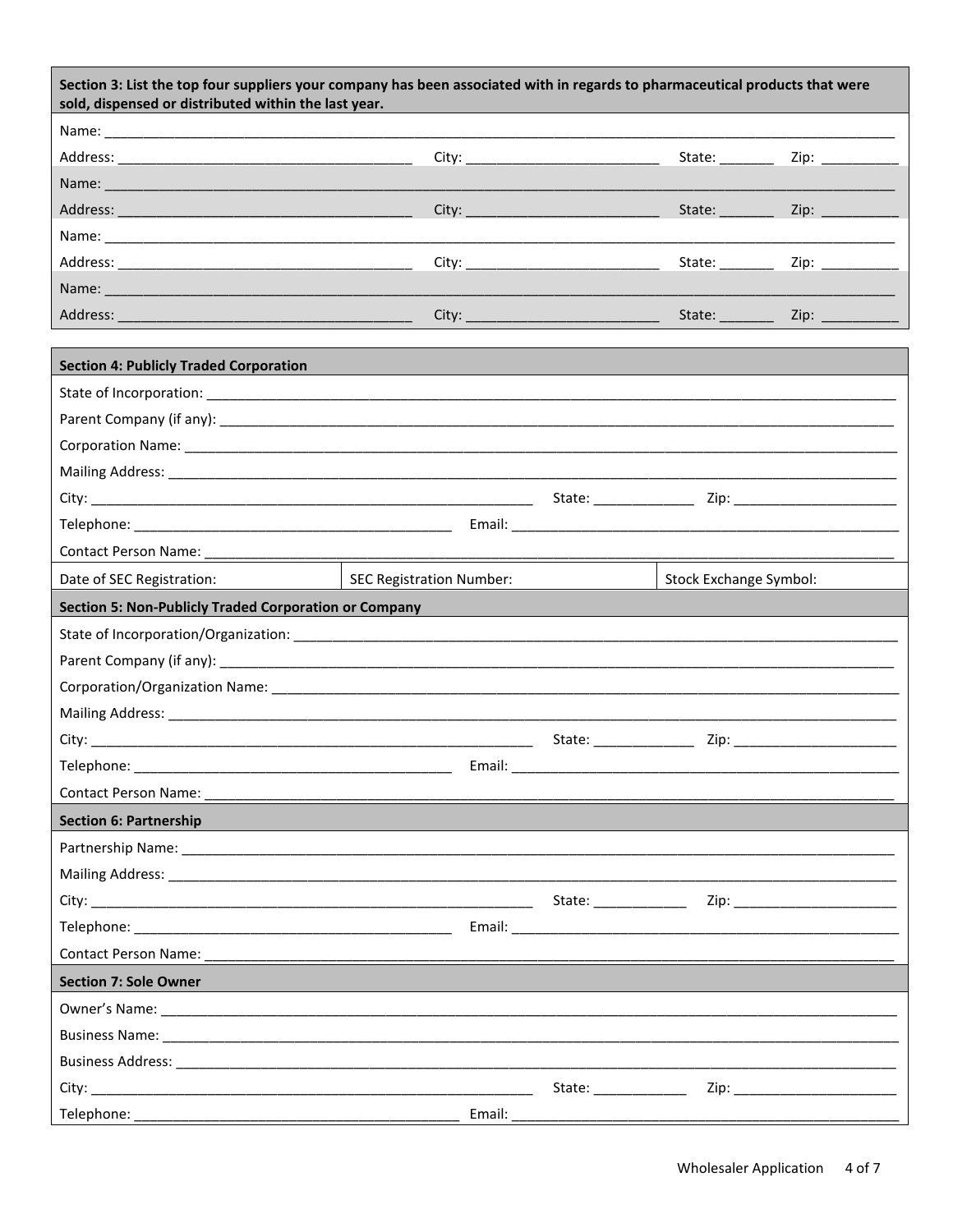**Section 3: List the top four suppliers your company has been associated with in regards to pharmaceutical products that were sold, dispensed or distributed within the last year.**

Name: ______________________________________________

Address: ______________________ City: ______________ State: _______ Zip: __________

Name: ______________________________________________

Address: ______________________ City: ______________ State: _______ Zip: __________

Name: ______________________________________________

Address: ______________________ City: ______________ State: _______ Zip: __________

Name: ______________________________________________

Address: ______________________ City: ______________ State: _______ Zip: __________

**Section 4: Publicly Traded Corporation**

State of Incorporation: ______________________________________________

Parent Company (if any): ______________________________________________

Corporation Name: ______________________________________________

Mailing Address: ______________________________________________

City: ______________________ State: _____________ Zip: ______________________

Telephone: ______________________ Email: ______________________

Contact Person Name: ______________________________________________

| Date of SEC Registration: | SEC Registration Number: | Stock Exchange Symbol: |
|---|---|---|

**Section 5: Non-Publicly Traded Corporation or Company**

State of Incorporation/Organization: ______________________________________________

Parent Company (if any): ______________________________________________

Corporation/Organization Name: ______________________________________________

Mailing Address: ______________________________________________

City: ______________________ State: _____________ Zip: ______________________

Telephone: ______________________ Email: ______________________

Contact Person Name: ______________________________________________

**Section 6: Partnership**

Partnership Name: ______________________________________________

Mailing Address: ______________________________________________

City: ______________________ State: ____________ Zip: ______________________

Telephone: ______________________ Email: ______________________

Contact Person Name: ______________________________________________

**Section 7: Sole Owner**

Owner's Name: ______________________________________________

Business Name: ______________________________________________

Business Address: ______________________________________________

City: ______________________ State: ____________ Zip: ______________________

Telephone: ______________________ Email: ______________________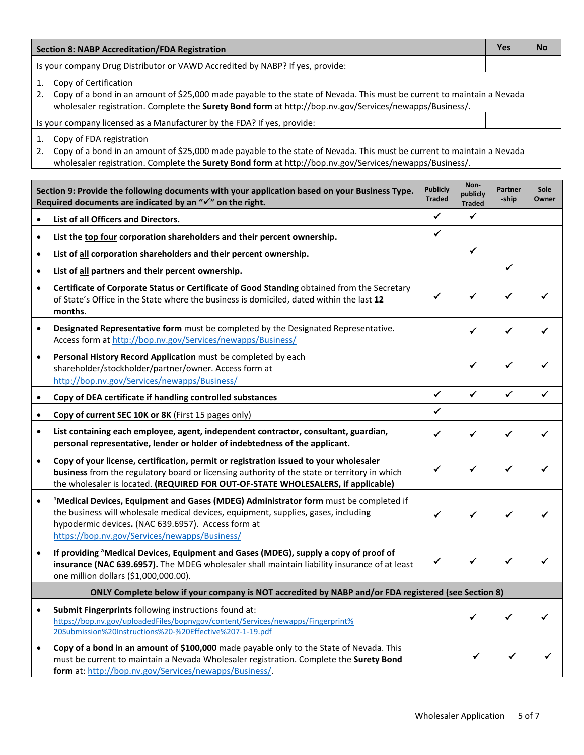| Section 8: NABP Accreditation/FDA Registration | Yes | No |
|---|---|---|
| Is your company Drug Distributor or VAWD Accredited by NABP? If yes, provide: | | |
| 1. Copy of Certification<br>2. Copy of a bond in an amount of $25,000 made payable to the state of Nevada. This must be current to maintain a Nevada wholesaler registration. Complete the **Surety Bond form** at http://bop.nv.gov/Services/newapps/Business/. | | |
| Is your company licensed as a Manufacturer by the FDA? If yes, provide: | | |
| 1. Copy of FDA registration<br>2. Copy of a bond in an amount of $25,000 made payable to the state of Nevada. This must be current to maintain a Nevada wholesaler registration. Complete the **Surety Bond form** at http://bop.nv.gov/Services/newapps/Business/. | | |

| Section 9: Provide the following documents with your application based on your Business Type. Required documents are indicated by an "✓" on the right. | Publicly Traded | Non-publicly Traded | Partner-ship | Sole Owner |
|---|---|---|---|---|
| • **List of all Officers and Directors.** | ✓ | ✓ | | |
| • **List the top four corporation shareholders and their percent ownership.** | ✓ | | | |
| • **List of all corporation shareholders and their percent ownership.** | | ✓ | | |
| • **List of all partners and their percent ownership.** | | | ✓ | |
| • **Certificate of Corporate Status or Certificate of Good Standing** obtained from the Secretary of State's Office in the State where the business is domiciled, dated within the last **12 months**. | ✓ | ✓ | ✓ | ✓ |
| • **Designated Representative form** must be completed by the Designated Representative. Access form at http://bop.nv.gov/Services/newapps/Business/ | | ✓ | ✓ | ✓ |
| • **Personal History Record Application** must be completed by each shareholder/stockholder/partner/owner. Access form at http://bop.nv.gov/Services/newapps/Business/ | | ✓ | ✓ | ✓ |
| • **Copy of DEA certificate if handling controlled substances** | ✓ | ✓ | ✓ | ✓ |
| • **Copy of current SEC 10K or 8K** (First 15 pages only) | ✓ | | | |
| • **List containing each employee, agent, independent contractor, consultant, guardian, personal representative, lender or holder of indebtedness of the applicant.** | ✓ | ✓ | ✓ | ✓ |
| • **Copy of your license, certification, permit or registration issued to your wholesaler business** from the regulatory board or licensing authority of the state or territory in which the wholesaler is located. **(REQUIRED FOR OUT-OF-STATE WHOLESALERS, if applicable)** | ✓ | ✓ | ✓ | ✓ |
| • [a]**Medical Devices, Equipment and Gases (MDEG) Administrator form** must be completed if the business will wholesale medical devices, equipment, supplies, gases, including hypodermic devices**.** (NAC 639.6957). Access form at https://bop.nv.gov/Services/newapps/Business/ | ✓ | ✓ | ✓ | ✓ |
| • **If providing [a]Medical Devices, Equipment and Gases (MDEG), supply a copy of proof of insurance (NAC 639.6957).** The MDEG wholesaler shall maintain liability insurance of at least one million dollars ($1,000,000.00). | ✓ | ✓ | ✓ | ✓ |
| **ONLY Complete below if your company is NOT accredited by NABP and/or FDA registered (see Section 8)** | | | | |
| • **Submit Fingerprints** following instructions found at: https://bop.nv.gov/uploadedFiles/bopnvgov/content/Services/newapps/Fingerprint%20Submission%20Instructions%20-%20Effective%207-1-19.pdf | | ✓ | ✓ | ✓ |
| • **Copy of a bond in an amount of $100,000** made payable only to the State of Nevada. This must be current to maintain a Nevada Wholesaler registration. Complete the **Surety Bond form** at: http://bop.nv.gov/Services/newapps/Business/. | | ✓ | ✓ | ✓ |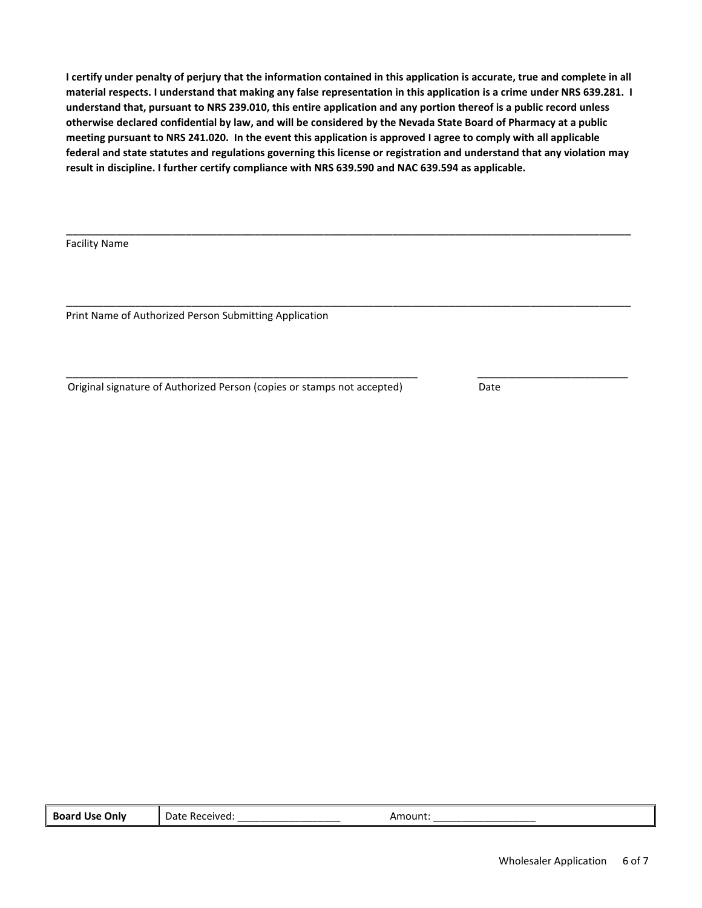**I certify under penalty of perjury that the information contained in this application is accurate, true and complete in all material respects. I understand that making any false representation in this application is a crime under NRS 639.281. I understand that, pursuant to NRS 239.010, this entire application and any portion thereof is a public record unless otherwise declared confidential by law, and will be considered by the Nevada State Board of Pharmacy at a public meeting pursuant to NRS 241.020. In the event this application is approved I agree to comply with all applicable federal and state statutes and regulations governing this license or registration and understand that any violation may result in discipline. I further certify compliance with NRS 639.590 and NAC 639.594 as applicable.**

______________________________________________________________________________________________

Facility Name

______________________________________________________________________________________________

Print Name of Authorized Person Submitting Application

_______________________________________________________________ __________________________

Original signature of Authorized Person (copies or stamps not accepted) Date

| **Board Use Only** | Date Received: _________________ Amount: _________________ |
|---|---|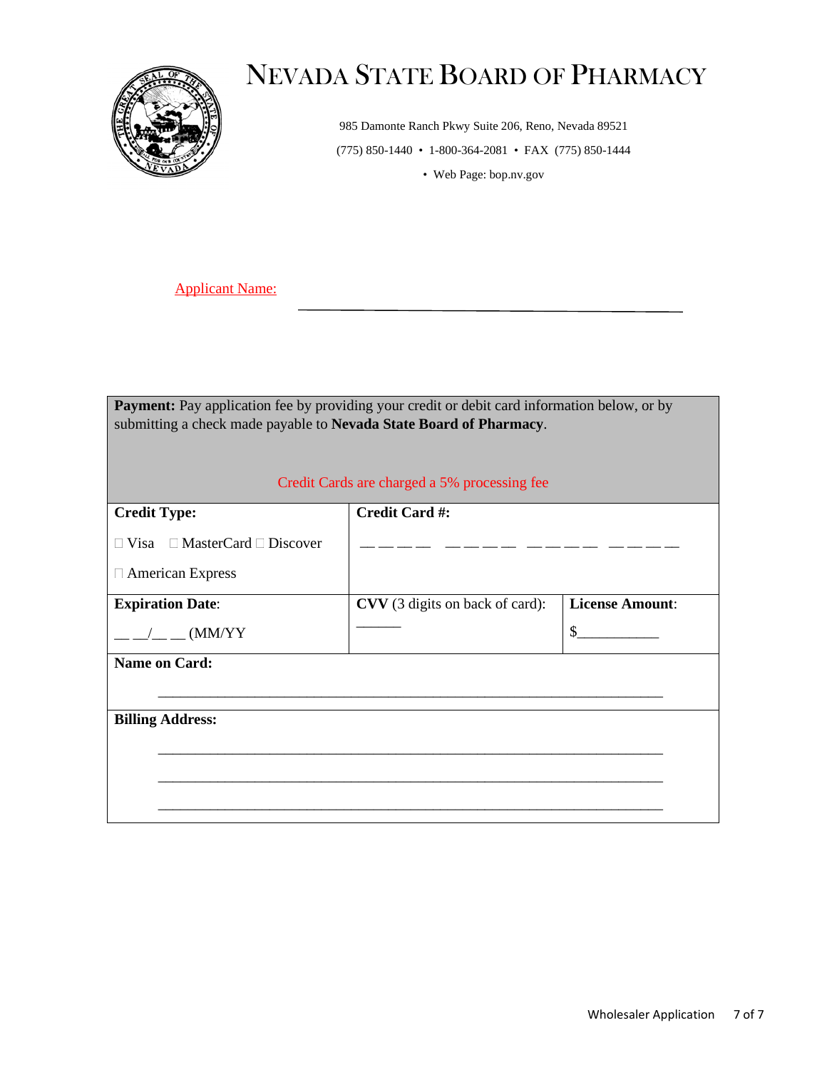# NEVADA STATE BOARD OF PHARMACY

985 Damonte Ranch Pkwy Suite 206, Reno, Nevada 89521

(775) 850-1440 • 1-800-364-2081 • FAX (775) 850-1444

• Web Page: bop.nv.gov

Applicant Name: ________________________________________

| | | |
|---|---|---|
| **Payment:** Pay application fee by providing your credit or debit card information below, or by submitting a check made payable to **Nevada State Board of Pharmacy**.<br><br>Credit Cards are charged a 5% processing fee | | |
| **Credit Type:**<br>☐ Visa ☐ MasterCard ☐ Discover<br>☐ American Express | **Credit Card #:**<br>__ __ __ __ __ __ __ __ __ __ __ __ __ __ __ __ | |
| **Expiration Date**:<br>__ __/__ __ (MM/YY | **CVV** (3 digits on back of card):<br>______ | **License Amount**:<br>$__________ |
| **Name on Card:**<br>________________________________________ | | |
| **Billing Address:**<br>________________________________________<br>________________________________________<br>________________________________________ | | |